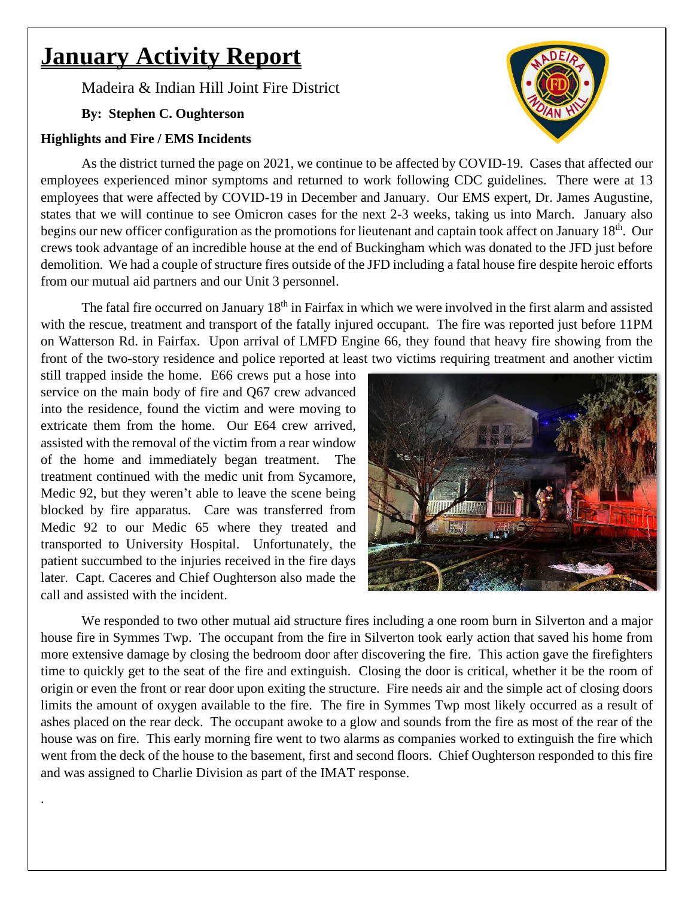# January Activity Report

Madeira & Indian Hill Joint Fire District

**By: Stephen C. Oughterson**

**Highlights and Fire / EMS Incidents**

As the district turned the page on 2021, we continue to be affected by COVID-19. Cases that affected our employees experienced minor symptoms and returned to work following CDC guidelines. There were at 13 employees that were affected by COVID-19 in December and January. Our EMS expert, Dr. James Augustine, states that we will continue to see Omicron cases for the next 2-3 weeks, taking us into March. January also begins our new officer configuration as the promotions for lieutenant and captain took affect on January 18th. Our crews took advantage of an incredible house at the end of Buckingham which was donated to the JFD just before demolition. We had a couple of structure fires outside of the JFD including a fatal house fire despite heroic efforts from our mutual aid partners and our Unit 3 personnel.

The fatal fire occurred on January 18th in Fairfax in which we were involved in the first alarm and assisted with the rescue, treatment and transport of the fatally injured occupant. The fire was reported just before 11PM on Watterson Rd. in Fairfax. Upon arrival of LMFD Engine 66, they found that heavy fire showing from the front of the two-story residence and police reported at least two victims requiring treatment and another victim still trapped inside the home. E66 crews put a hose into service on the main body of fire and Q67 crew advanced into the residence, found the victim and were moving to extricate them from the home. Our E64 crew arrived, assisted with the removal of the victim from a rear window of the home and immediately began treatment. The treatment continued with the medic unit from Sycamore, Medic 92, but they weren't able to leave the scene being blocked by fire apparatus. Care was transferred from Medic 92 to our Medic 65 where they treated and transported to University Hospital. Unfortunately, the patient succumbed to the injuries received in the fire days later. Capt. Caceres and Chief Oughterson also made the call and assisted with the incident.

We responded to two other mutual aid structure fires including a one room burn in Silverton and a major house fire in Symmes Twp. The occupant from the fire in Silverton took early action that saved his home from more extensive damage by closing the bedroom door after discovering the fire. This action gave the firefighters time to quickly get to the seat of the fire and extinguish. Closing the door is critical, whether it be the room of origin or even the front or rear door upon exiting the structure. Fire needs air and the simple act of closing doors limits the amount of oxygen available to the fire. The fire in Symmes Twp most likely occurred as a result of ashes placed on the rear deck. The occupant awoke to a glow and sounds from the fire as most of the rear of the house was on fire. This early morning fire went to two alarms as companies worked to extinguish the fire which went from the deck of the house to the basement, first and second floors. Chief Oughterson responded to this fire and was assigned to Charlie Division as part of the IMAT response.

.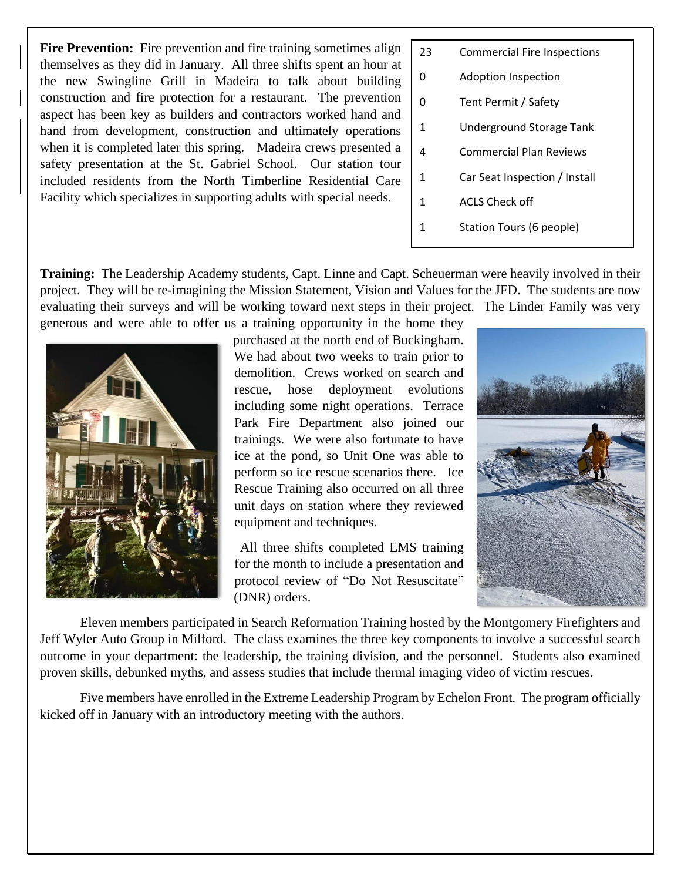**Fire Prevention:** Fire prevention and fire training sometimes align themselves as they did in January. All three shifts spent an hour at the new Swingline Grill in Madeira to talk about building construction and fire protection for a restaurant. The prevention aspect has been key as builders and contractors worked hand and hand from development, construction and ultimately operations when it is completed later this spring. Madeira crews presented a safety presentation at the St. Gabriel School. Our station tour included residents from the North Timberline Residential Care Facility which specializes in supporting adults with special needs.

| | |
|---|---|
| 23 | Commercial Fire Inspections |
| 0 | Adoption Inspection |
| 0 | Tent Permit / Safety |
| 1 | Underground Storage Tank |
| 4 | Commercial Plan Reviews |
| 1 | Car Seat Inspection / Install |
| 1 | ACLS Check off |
| 1 | Station Tours (6 people) |

**Training:** The Leadership Academy students, Capt. Linne and Capt. Scheuerman were heavily involved in their project. They will be re-imagining the Mission Statement, Vision and Values for the JFD. The students are now evaluating their surveys and will be working toward next steps in their project. The Linder Family was very generous and were able to offer us a training opportunity in the home they purchased at the north end of Buckingham. We had about two weeks to train prior to demolition. Crews worked on search and rescue, hose deployment evolutions including some night operations. Terrace Park Fire Department also joined our trainings. We were also fortunate to have ice at the pond, so Unit One was able to perform so ice rescue scenarios there. Ice Rescue Training also occurred on all three unit days on station where they reviewed equipment and techniques.

All three shifts completed EMS training for the month to include a presentation and protocol review of "Do Not Resuscitate" (DNR) orders.

Eleven members participated in Search Reformation Training hosted by the Montgomery Firefighters and Jeff Wyler Auto Group in Milford. The class examines the three key components to involve a successful search outcome in your department: the leadership, the training division, and the personnel. Students also examined proven skills, debunked myths, and assess studies that include thermal imaging video of victim rescues.

Five members have enrolled in the Extreme Leadership Program by Echelon Front. The program officially kicked off in January with an introductory meeting with the authors.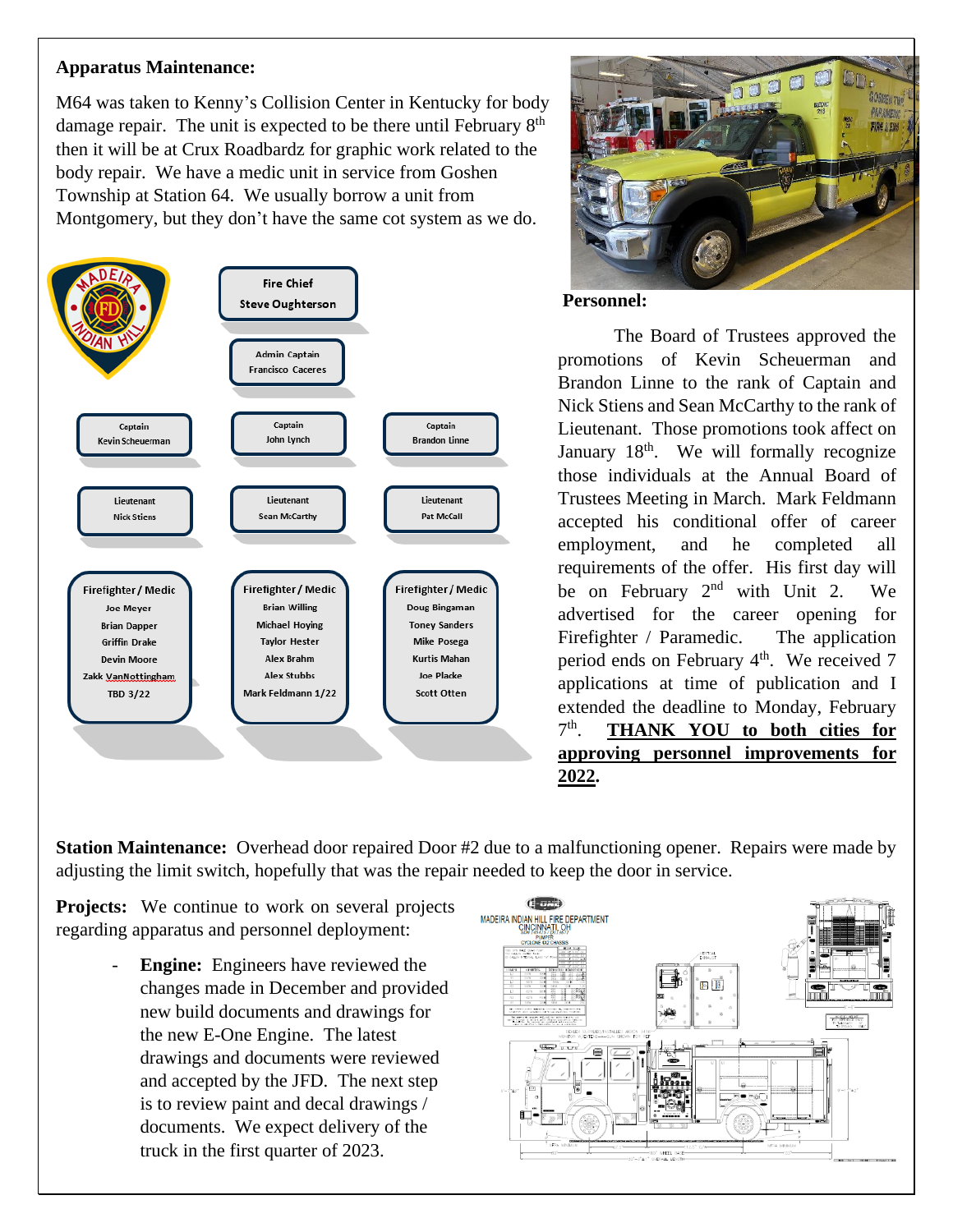**Apparatus Maintenance:**

M64 was taken to Kenny's Collision Center in Kentucky for body damage repair. The unit is expected to be there until February 8th then it will be at Crux Roadbardz for graphic work related to the body repair. We have a medic unit in service from Goshen Township at Station 64. We usually borrow a unit from Montgomery, but they don't have the same cot system as we do.

Fire Chief
Steve Oughterson

Admin Captain
Francisco Caceres

| Captain Kevin Scheuerman | Captain John Lynch | Captain Brandon Linne |
|---|---|---|
| Lieutenant Nick Stiens | Lieutenant Sean McCarthy | Lieutenant Pat McCall |
| Firefighter / Medic | Firefighter / Medic | Firefighter / Medic |
| Joe Meyer | Brian Willing | Doug Bingaman |
| Brian Dapper | Michael Hoying | Toney Sanders |
| Griffin Drake | Taylor Hester | Mike Posega |
| Devin Moore | Alex Brahm | Kurtis Mahan |
| Zakk VanNottingham | Alex Stubbs | Joe Placke |
| TBD 3/22 | Mark Feldmann 1/22 | Scott Otten |

**Personnel:**

The Board of Trustees approved the promotions of Kevin Scheuerman and Brandon Linne to the rank of Captain and Nick Stiens and Sean McCarthy to the rank of Lieutenant. Those promotions took affect on January 18th. We will formally recognize those individuals at the Annual Board of Trustees Meeting in March. Mark Feldmann accepted his conditional offer of career employment, and he completed all requirements of the offer. His first day will be on February 2nd with Unit 2. We advertised for the career opening for Firefighter / Paramedic. The application period ends on February 4th. We received 7 applications at time of publication and I extended the deadline to Monday, February 7th. **THANK YOU to both cities for approving personnel improvements for 2022.**

**Station Maintenance:** Overhead door repaired Door #2 due to a malfunctioning opener. Repairs were made by adjusting the limit switch, hopefully that was the repair needed to keep the door in service.

**Projects:** We continue to work on several projects regarding apparatus and personnel deployment:

- **Engine:** Engineers have reviewed the changes made in December and provided new build documents and drawings for the new E-One Engine. The latest drawings and documents were reviewed and accepted by the JFD. The next step is to review paint and decal drawings / documents. We expect delivery of the truck in the first quarter of 2023.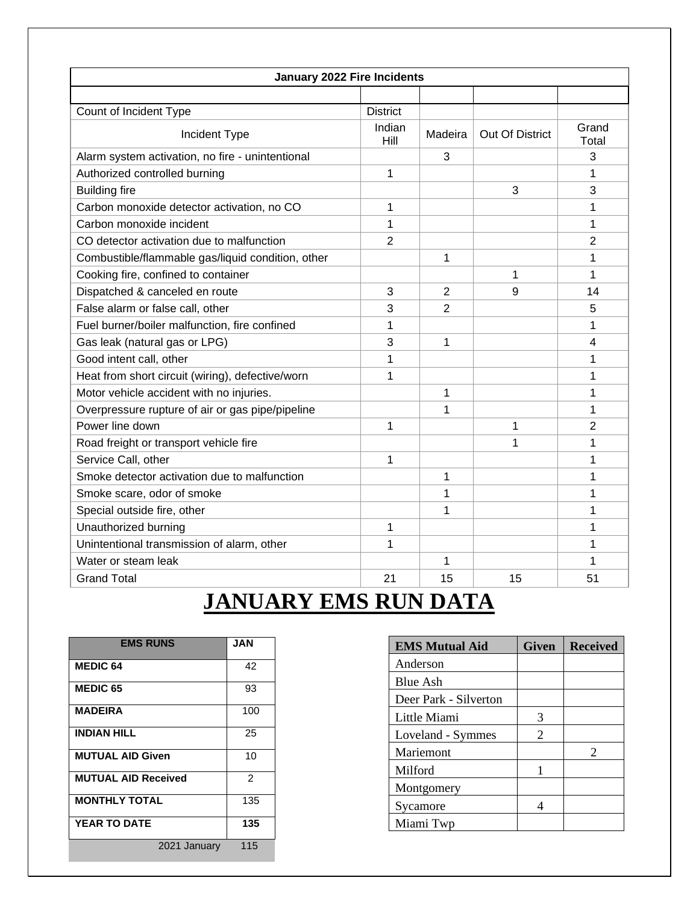| January 2022 Fire Incidents | | | | |
|---|---|---|---|---|
| Count of Incident Type | District | | | |
| Incident Type | Indian Hill | Madeira | Out Of District | Grand Total |
| Alarm system activation, no fire - unintentional | | 3 | | 3 |
| Authorized controlled burning | 1 | | | 1 |
| Building fire | | | 3 | 3 |
| Carbon monoxide detector activation, no CO | 1 | | | 1 |
| Carbon monoxide incident | 1 | | | 1 |
| CO detector activation due to malfunction | 2 | | | 2 |
| Combustible/flammable gas/liquid condition, other | | 1 | | 1 |
| Cooking fire, confined to container | | | 1 | 1 |
| Dispatched & canceled en route | 3 | 2 | 9 | 14 |
| False alarm or false call, other | 3 | 2 | | 5 |
| Fuel burner/boiler malfunction, fire confined | 1 | | | 1 |
| Gas leak (natural gas or LPG) | 3 | 1 | | 4 |
| Good intent call, other | 1 | | | 1 |
| Heat from short circuit (wiring), defective/worn | 1 | | | 1 |
| Motor vehicle accident with no injuries. | | 1 | | 1 |
| Overpressure rupture of air or gas pipe/pipeline | | 1 | | 1 |
| Power line down | 1 | | 1 | 2 |
| Road freight or transport vehicle fire | | | 1 | 1 |
| Service Call, other | 1 | | | 1 |
| Smoke detector activation due to malfunction | | 1 | | 1 |
| Smoke scare, odor of smoke | | 1 | | 1 |
| Special outside fire, other | | 1 | | 1 |
| Unauthorized burning | 1 | | | 1 |
| Unintentional transmission of alarm, other | 1 | | | 1 |
| Water or steam leak | | 1 | | 1 |
| Grand Total | 21 | 15 | 15 | 51 |

# JANUARY EMS RUN DATA

| EMS RUNS | JAN |
|---|---|
| **MEDIC 64** | 42 |
| **MEDIC 65** | 93 |
| **MADEIRA** | 100 |
| **INDIAN HILL** | 25 |
| **MUTUAL AID Given** | 10 |
| **MUTUAL AID Received** | 2 |
| **MONTHLY TOTAL** | 135 |
| **YEAR TO DATE** | **135** |
| 2021 January | 115 |

| EMS Mutual Aid | Given | Received |
|---|---|---|
| Anderson | | |
| Blue Ash | | |
| Deer Park - Silverton | | |
| Little Miami | 3 | |
| Loveland - Symmes | 2 | |
| Mariemont | | 2 |
| Milford | 1 | |
| Montgomery | | |
| Sycamore | 4 | |
| Miami Twp | | |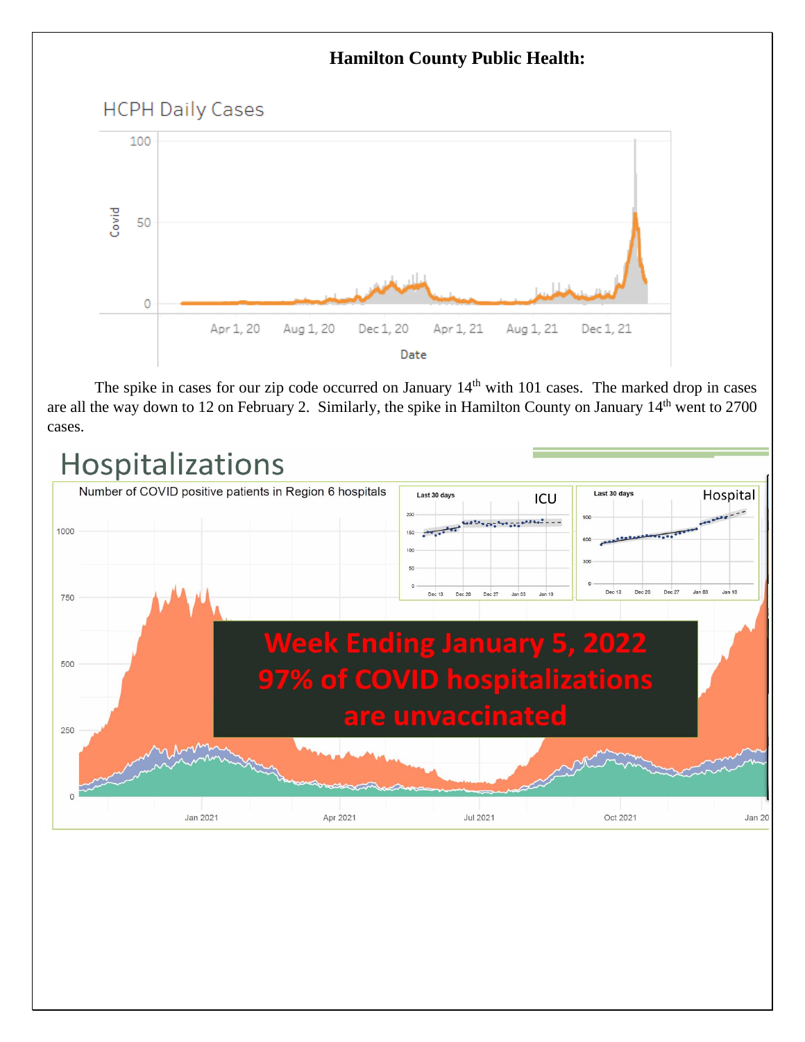### Hamilton County Public Health:

HCPH Daily Cases

100

50

0

Covid

Apr 1, 20 Aug 1, 20 Dec 1, 20 Apr 1, 21 Aug 1, 21 Dec 1, 21

Date

The spike in cases for our zip code occurred on January 14th with 101 cases. The marked drop in cases are all the way down to 12 on February 2. Similarly, the spike in Hamilton County on January 14th went to 2700 cases.

## Hospitalizations

Number of COVID positive patients in Region 6 hospitals

1000

750

500

250

0

Jan 2021 Apr 2021 Jul 2021 Oct 2021 Jan 20

Last 30 days ICU

200 150 100 50 0

Dec 13 Dec 20 Dec 27 Jan 03 Jan 10

Last 30 days Hospital

900 600 300 0

Dec 13 Dec 20 Dec 27 Jan 03 Jan 10

Week Ending January 5, 2022
97% of COVID hospitalizations
are unvaccinated